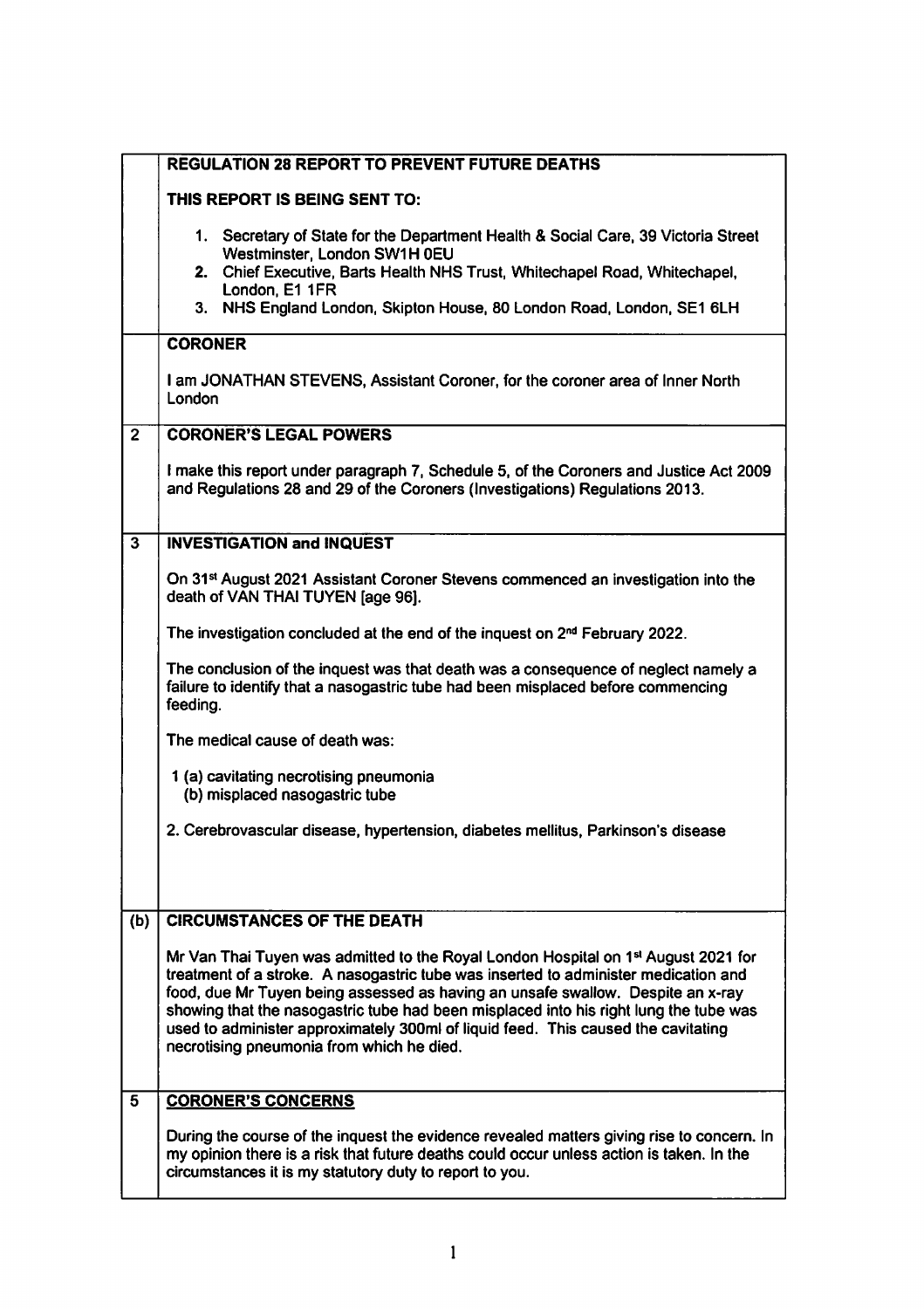## REGULATION 28 REPORT TO PREVENT FUTURE DEATHS

**THIS REPORT IS BEING SENT TO:**

1. Secretary of State for the Department Health & Social Care, 39 Victoria Street Westminster, London SW1H 0EU
2. Chief Executive, Barts Health NHS Trust, Whitechapel Road, Whitechapel, London, E1 1FR
3. NHS England London, Skipton House, 80 London Road, London, SE1 6LH

## CORONER

I am JONATHAN STEVENS, Assistant Coroner, for the coroner area of Inner North London

## 2 CORONER'S LEGAL POWERS

I make this report under paragraph 7, Schedule 5, of the Coroners and Justice Act 2009 and Regulations 28 and 29 of the Coroners (Investigations) Regulations 2013.

## 3 INVESTIGATION and INQUEST

On 31st August 2021 Assistant Coroner Stevens commenced an investigation into the death of VAN THAI TUYEN [age 96].

The investigation concluded at the end of the inquest on 2nd February 2022.

The conclusion of the inquest was that death was a consequence of neglect namely a failure to identify that a nasogastric tube had been misplaced before commencing feeding.

The medical cause of death was:

1 (a) cavitating necrotising pneumonia
   (b) misplaced nasogastric tube

2. Cerebrovascular disease, hypertension, diabetes mellitus, Parkinson's disease

## (b) CIRCUMSTANCES OF THE DEATH

Mr Van Thai Tuyen was admitted to the Royal London Hospital on 1st August 2021 for treatment of a stroke. A nasogastric tube was inserted to administer medication and food, due Mr Tuyen being assessed as having an unsafe swallow. Despite an x-ray showing that the nasogastric tube had been misplaced into his right lung the tube was used to administer approximately 300ml of liquid feed. This caused the cavitating necrotising pneumonia from which he died.

## 5 CORONER'S CONCERNS

During the course of the inquest the evidence revealed matters giving rise to concern. In my opinion there is a risk that future deaths could occur unless action is taken. In the circumstances it is my statutory duty to report to you.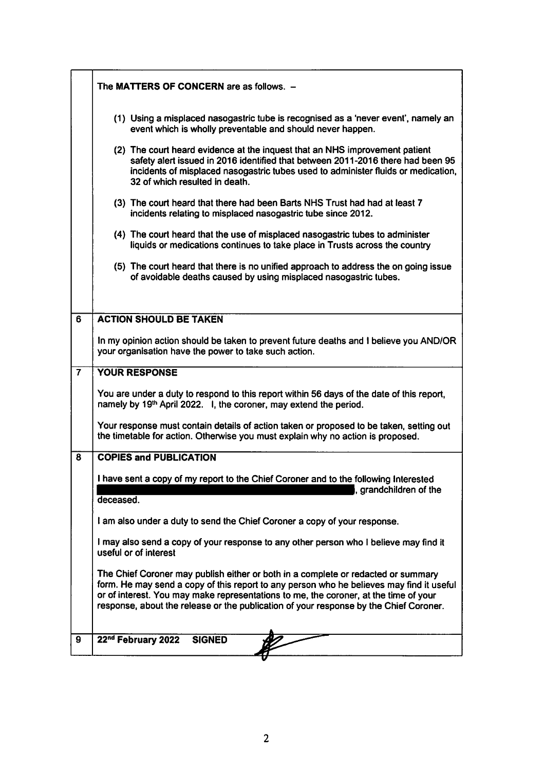The **MATTERS OF CONCERN** are as follows. –

(1) Using a misplaced nasogastric tube is recognised as a 'never event', namely an event which is wholly preventable and should never happen.

(2) The court heard evidence at the inquest that an NHS improvement patient safety alert issued in 2016 identified that between 2011-2016 there had been 95 incidents of misplaced nasogastric tubes used to administer fluids or medication, 32 of which resulted in death.

(3) The court heard that there had been Barts NHS Trust had had at least 7 incidents relating to misplaced nasogastric tube since 2012.

(4) The court heard that the use of misplaced nasogastric tubes to administer liquids or medications continues to take place in Trusts across the country

(5) The court heard that there is no unified approach to address the on going issue of avoidable deaths caused by using misplaced nasogastric tubes.

## 6 ACTION SHOULD BE TAKEN

In my opinion action should be taken to prevent future deaths and I believe you AND/OR your organisation have the power to take such action.

## 7 YOUR RESPONSE

You are under a duty to respond to this report within 56 days of the date of this report, namely by 19th April 2022. I, the coroner, may extend the period.

Your response must contain details of action taken or proposed to be taken, setting out the timetable for action. Otherwise you must explain why no action is proposed.

## 8 COPIES and PUBLICATION

I have sent a copy of my report to the Chief Coroner and to the following Interested [REDACTED], grandchildren of the deceased.

I am also under a duty to send the Chief Coroner a copy of your response.

I may also send a copy of your response to any other person who I believe may find it useful or of interest

The Chief Coroner may publish either or both in a complete or redacted or summary form. He may send a copy of this report to any person who he believes may find it useful or of interest. You may make representations to me, the coroner, at the time of your response, about the release or the publication of your response by the Chief Coroner.

## 9 22nd February 2022 SIGNED